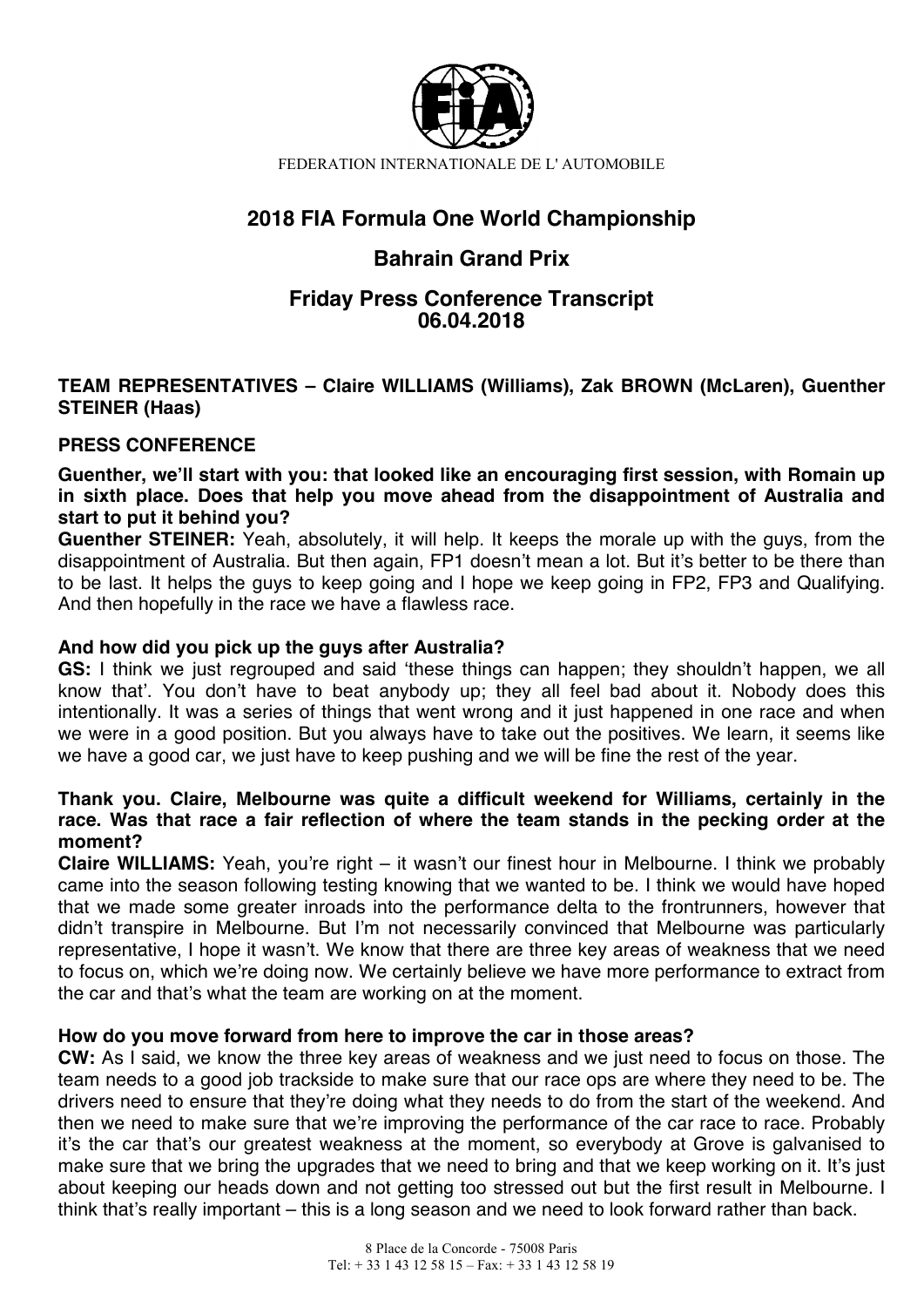FEDERATION INTERNATIONALE DE L' AUTOMOBILE

# 2018 FIA Formula One World Championship

## Bahrain Grand Prix

## Friday Press Conference Transcript
## 06.04.2018

**TEAM REPRESENTATIVES – Claire WILLIAMS (Williams), Zak BROWN (McLaren), Guenther STEINER (Haas)**

**PRESS CONFERENCE**

**Guenther, we'll start with you: that looked like an encouraging first session, with Romain up in sixth place. Does that help you move ahead from the disappointment of Australia and start to put it behind you?**

**Guenther STEINER:** Yeah, absolutely, it will help. It keeps the morale up with the guys, from the disappointment of Australia. But then again, FP1 doesn't mean a lot. But it's better to be there than to be last. It helps the guys to keep going and I hope we keep going in FP2, FP3 and Qualifying. And then hopefully in the race we have a flawless race.

**And how did you pick up the guys after Australia?**

**GS:** I think we just regrouped and said 'these things can happen; they shouldn't happen, we all know that'. You don't have to beat anybody up; they all feel bad about it. Nobody does this intentionally. It was a series of things that went wrong and it just happened in one race and when we were in a good position. But you always have to take out the positives. We learn, it seems like we have a good car, we just have to keep pushing and we will be fine the rest of the year.

**Thank you. Claire, Melbourne was quite a difficult weekend for Williams, certainly in the race. Was that race a fair reflection of where the team stands in the pecking order at the moment?**

**Claire WILLIAMS:** Yeah, you're right – it wasn't our finest hour in Melbourne. I think we probably came into the season following testing knowing that we wanted to be. I think we would have hoped that we made some greater inroads into the performance delta to the frontrunners, however that didn't transpire in Melbourne. But I'm not necessarily convinced that Melbourne was particularly representative, I hope it wasn't. We know that there are three key areas of weakness that we need to focus on, which we're doing now. We certainly believe we have more performance to extract from the car and that's what the team are working on at the moment.

**How do you move forward from here to improve the car in those areas?**

**CW:** As I said, we know the three key areas of weakness and we just need to focus on those. The team needs to a good job trackside to make sure that our race ops are where they need to be. The drivers need to ensure that they're doing what they needs to do from the start of the weekend. And then we need to make sure that we're improving the performance of the car race to race. Probably it's the car that's our greatest weakness at the moment, so everybody at Grove is galvanised to make sure that we bring the upgrades that we need to bring and that we keep working on it. It's just about keeping our heads down and not getting too stressed out but the first result in Melbourne. I think that's really important – this is a long season and we need to look forward rather than back.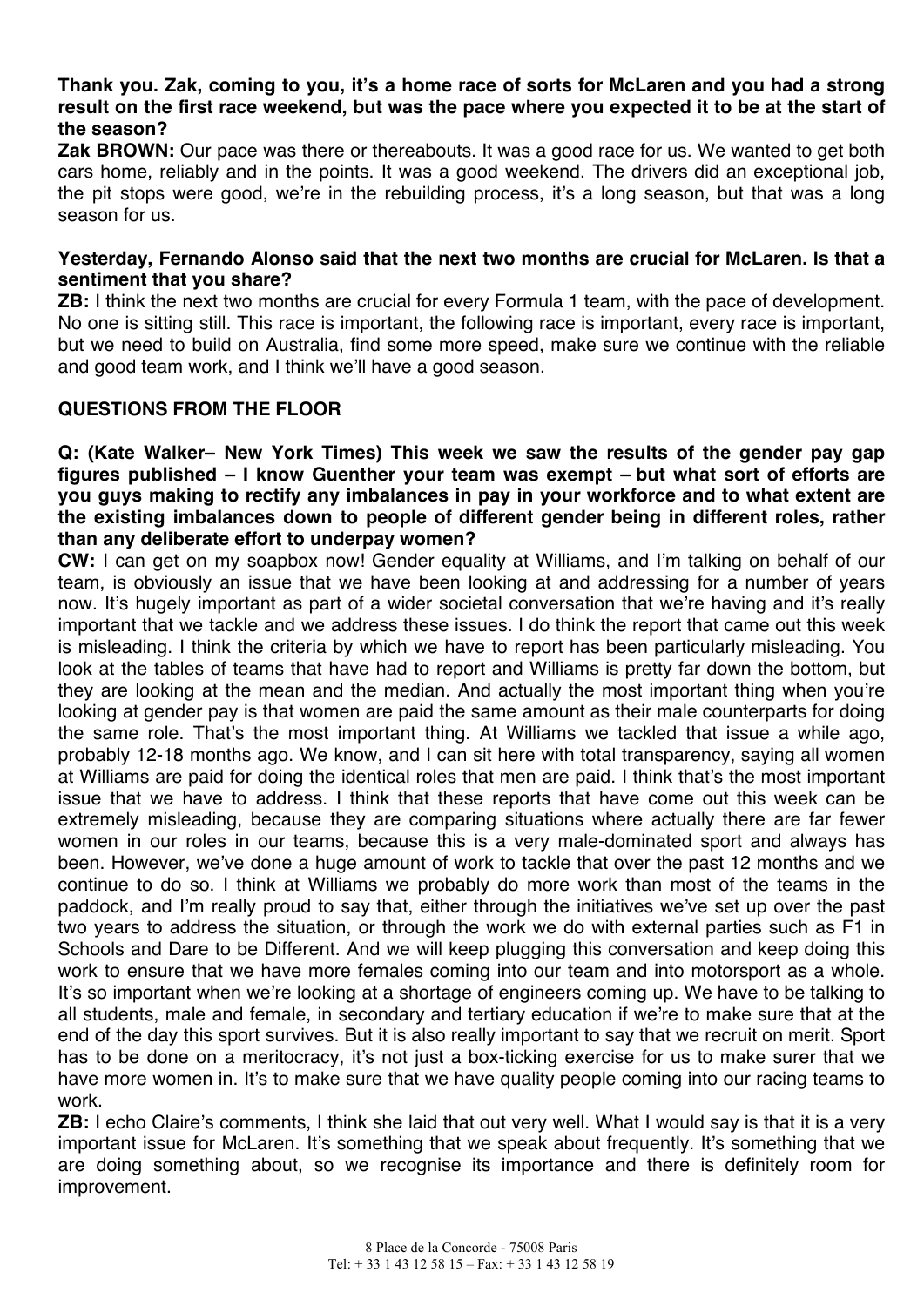**Thank you. Zak, coming to you, it's a home race of sorts for McLaren and you had a strong result on the first race weekend, but was the pace where you expected it to be at the start of the season?**

**Zak BROWN:** Our pace was there or thereabouts. It was a good race for us. We wanted to get both cars home, reliably and in the points. It was a good weekend. The drivers did an exceptional job, the pit stops were good, we're in the rebuilding process, it's a long season, but that was a long season for us.

**Yesterday, Fernando Alonso said that the next two months are crucial for McLaren. Is that a sentiment that you share?**

**ZB:** I think the next two months are crucial for every Formula 1 team, with the pace of development. No one is sitting still. This race is important, the following race is important, every race is important, but we need to build on Australia, find some more speed, make sure we continue with the reliable and good team work, and I think we'll have a good season.

## QUESTIONS FROM THE FLOOR

**Q: (Kate Walker– New York Times) This week we saw the results of the gender pay gap figures published – I know Guenther your team was exempt – but what sort of efforts are you guys making to rectify any imbalances in pay in your workforce and to what extent are the existing imbalances down to people of different gender being in different roles, rather than any deliberate effort to underpay women?**

**CW:** I can get on my soapbox now! Gender equality at Williams, and I'm talking on behalf of our team, is obviously an issue that we have been looking at and addressing for a number of years now. It's hugely important as part of a wider societal conversation that we're having and it's really important that we tackle and we address these issues. I do think the report that came out this week is misleading. I think the criteria by which we have to report has been particularly misleading. You look at the tables of teams that have had to report and Williams is pretty far down the bottom, but they are looking at the mean and the median. And actually the most important thing when you're looking at gender pay is that women are paid the same amount as their male counterparts for doing the same role. That's the most important thing. At Williams we tackled that issue a while ago, probably 12-18 months ago. We know, and I can sit here with total transparency, saying all women at Williams are paid for doing the identical roles that men are paid. I think that's the most important issue that we have to address. I think that these reports that have come out this week can be extremely misleading, because they are comparing situations where actually there are far fewer women in our roles in our teams, because this is a very male-dominated sport and always has been. However, we've done a huge amount of work to tackle that over the past 12 months and we continue to do so. I think at Williams we probably do more work than most of the teams in the paddock, and I'm really proud to say that, either through the initiatives we've set up over the past two years to address the situation, or through the work we do with external parties such as F1 in Schools and Dare to be Different. And we will keep plugging this conversation and keep doing this work to ensure that we have more females coming into our team and into motorsport as a whole. It's so important when we're looking at a shortage of engineers coming up. We have to be talking to all students, male and female, in secondary and tertiary education if we're to make sure that at the end of the day this sport survives. But it is also really important to say that we recruit on merit. Sport has to be done on a meritocracy, it's not just a box-ticking exercise for us to make surer that we have more women in. It's to make sure that we have quality people coming into our racing teams to work.

**ZB:** I echo Claire's comments, I think she laid that out very well. What I would say is that it is a very important issue for McLaren. It's something that we speak about frequently. It's something that we are doing something about, so we recognise its importance and there is definitely room for improvement.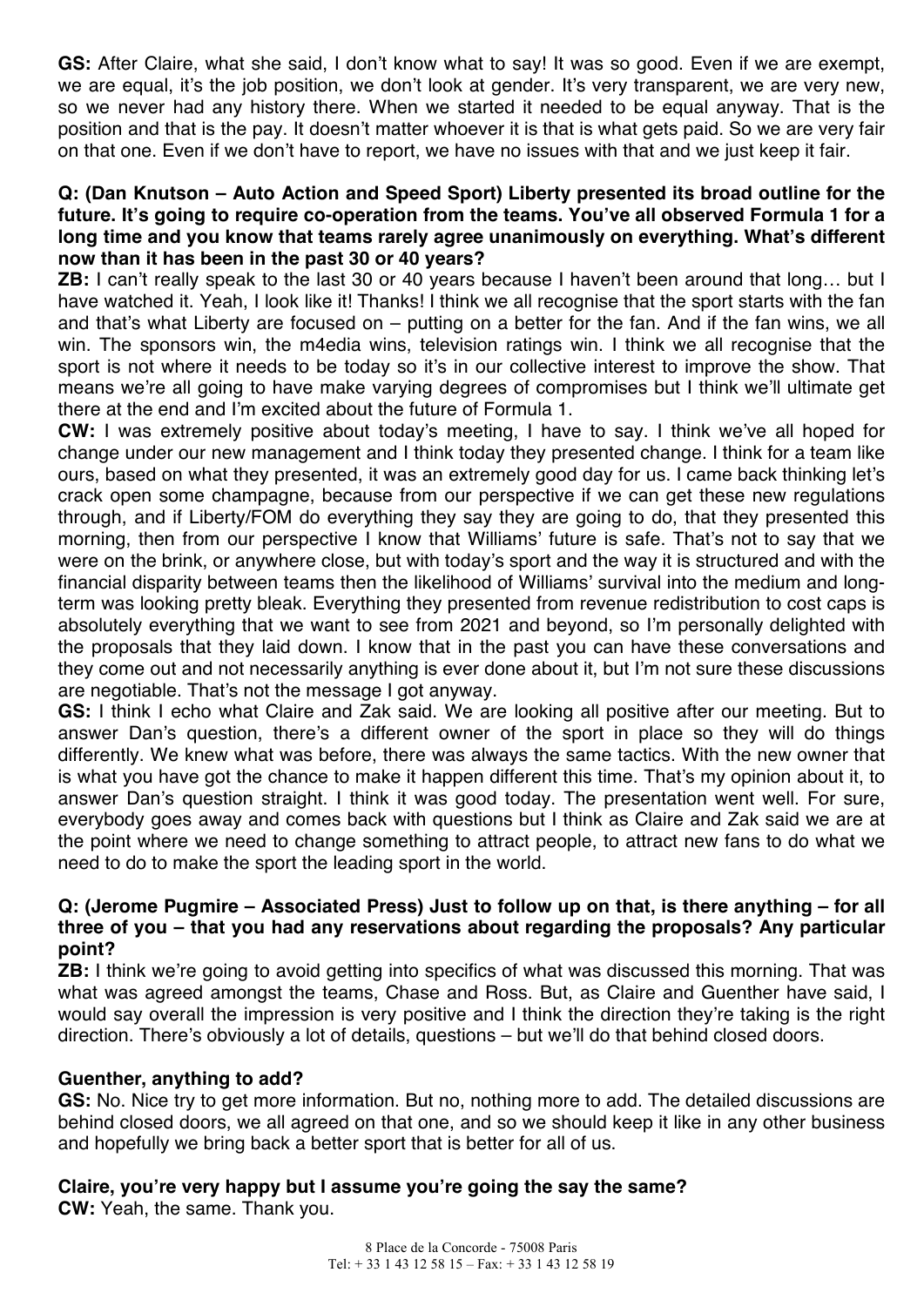**GS:** After Claire, what she said, I don't know what to say! It was so good. Even if we are exempt, we are equal, it's the job position, we don't look at gender. It's very transparent, we are very new, so we never had any history there. When we started it needed to be equal anyway. That is the position and that is the pay. It doesn't matter whoever it is that is what gets paid. So we are very fair on that one. Even if we don't have to report, we have no issues with that and we just keep it fair.

**Q: (Dan Knutson – Auto Action and Speed Sport) Liberty presented its broad outline for the future. It's going to require co-operation from the teams. You've all observed Formula 1 for a long time and you know that teams rarely agree unanimously on everything. What's different now than it has been in the past 30 or 40 years?**

**ZB:** I can't really speak to the last 30 or 40 years because I haven't been around that long… but I have watched it. Yeah, I look like it! Thanks! I think we all recognise that the sport starts with the fan and that's what Liberty are focused on – putting on a better for the fan. And if the fan wins, we all win. The sponsors win, the m4edia wins, television ratings win. I think we all recognise that the sport is not where it needs to be today so it's in our collective interest to improve the show. That means we're all going to have make varying degrees of compromises but I think we'll ultimate get there at the end and I'm excited about the future of Formula 1.

**CW:** I was extremely positive about today's meeting, I have to say. I think we've all hoped for change under our new management and I think today they presented change. I think for a team like ours, based on what they presented, it was an extremely good day for us. I came back thinking let's crack open some champagne, because from our perspective if we can get these new regulations through, and if Liberty/FOM do everything they say they are going to do, that they presented this morning, then from our perspective I know that Williams' future is safe. That's not to say that we were on the brink, or anywhere close, but with today's sport and the way it is structured and with the financial disparity between teams then the likelihood of Williams' survival into the medium and long-term was looking pretty bleak. Everything they presented from revenue redistribution to cost caps is absolutely everything that we want to see from 2021 and beyond, so I'm personally delighted with the proposals that they laid down. I know that in the past you can have these conversations and they come out and not necessarily anything is ever done about it, but I'm not sure these discussions are negotiable. That's not the message I got anyway.

**GS:** I think I echo what Claire and Zak said. We are looking all positive after our meeting. But to answer Dan's question, there's a different owner of the sport in place so they will do things differently. We knew what was before, there was always the same tactics. With the new owner that is what you have got the chance to make it happen different this time. That's my opinion about it, to answer Dan's question straight. I think it was good today. The presentation went well. For sure, everybody goes away and comes back with questions but I think as Claire and Zak said we are at the point where we need to change something to attract people, to attract new fans to do what we need to do to make the sport the leading sport in the world.

**Q: (Jerome Pugmire – Associated Press) Just to follow up on that, is there anything – for all three of you – that you had any reservations about regarding the proposals? Any particular point?**

**ZB:** I think we're going to avoid getting into specifics of what was discussed this morning. That was what was agreed amongst the teams, Chase and Ross. But, as Claire and Guenther have said, I would say overall the impression is very positive and I think the direction they're taking is the right direction. There's obviously a lot of details, questions – but we'll do that behind closed doors.

**Guenther, anything to add?**

**GS:** No. Nice try to get more information. But no, nothing more to add. The detailed discussions are behind closed doors, we all agreed on that one, and so we should keep it like in any other business and hopefully we bring back a better sport that is better for all of us.

**Claire, you're very happy but I assume you're going the say the same?**

**CW:** Yeah, the same. Thank you.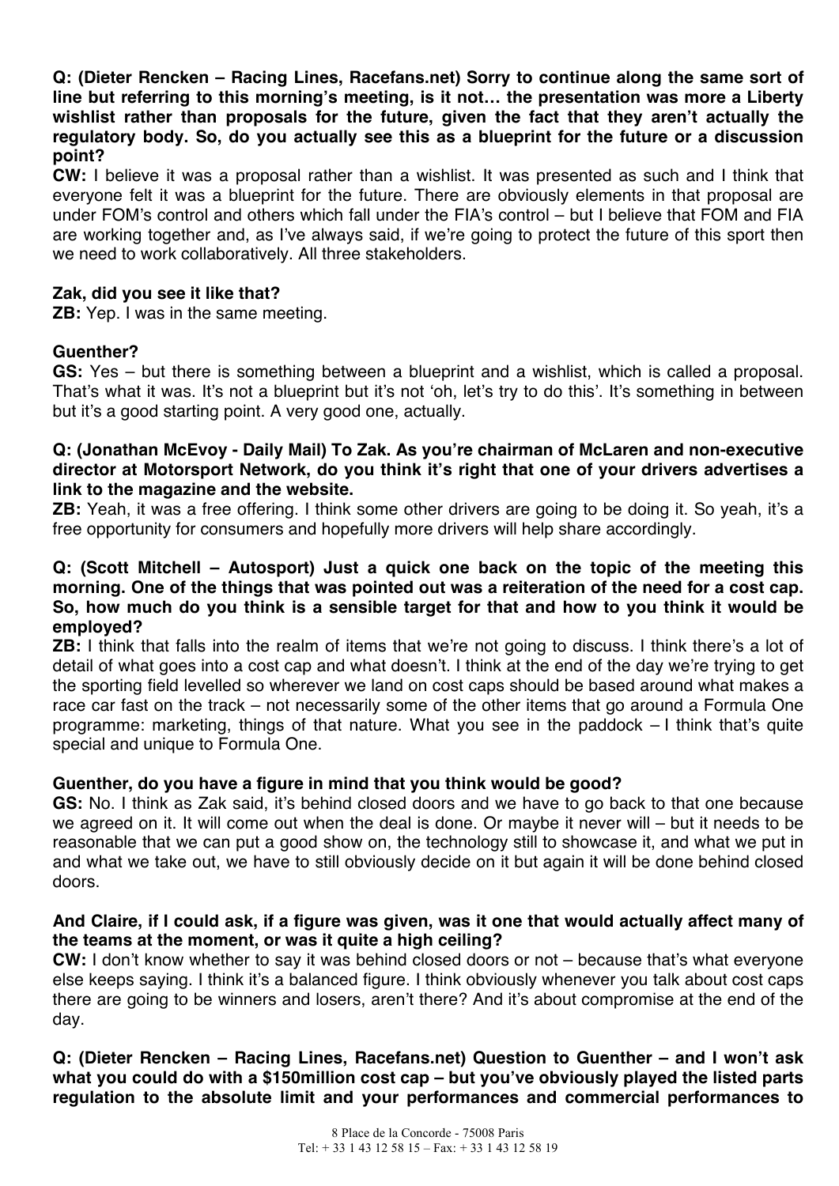**Q: (Dieter Rencken – Racing Lines, Racefans.net) Sorry to continue along the same sort of line but referring to this morning's meeting, is it not… the presentation was more a Liberty wishlist rather than proposals for the future, given the fact that they aren't actually the regulatory body. So, do you actually see this as a blueprint for the future or a discussion point?**

**CW:** I believe it was a proposal rather than a wishlist. It was presented as such and I think that everyone felt it was a blueprint for the future. There are obviously elements in that proposal are under FOM's control and others which fall under the FIA's control – but I believe that FOM and FIA are working together and, as I've always said, if we're going to protect the future of this sport then we need to work collaboratively. All three stakeholders.

**Zak, did you see it like that?**

**ZB:** Yep. I was in the same meeting.

**Guenther?**

**GS:** Yes – but there is something between a blueprint and a wishlist, which is called a proposal. That's what it was. It's not a blueprint but it's not 'oh, let's try to do this'. It's something in between but it's a good starting point. A very good one, actually.

**Q: (Jonathan McEvoy - Daily Mail) To Zak. As you're chairman of McLaren and non-executive director at Motorsport Network, do you think it's right that one of your drivers advertises a link to the magazine and the website.**

**ZB:** Yeah, it was a free offering. I think some other drivers are going to be doing it. So yeah, it's a free opportunity for consumers and hopefully more drivers will help share accordingly.

**Q: (Scott Mitchell – Autosport) Just a quick one back on the topic of the meeting this morning. One of the things that was pointed out was a reiteration of the need for a cost cap. So, how much do you think is a sensible target for that and how to you think it would be employed?**

**ZB:** I think that falls into the realm of items that we're not going to discuss. I think there's a lot of detail of what goes into a cost cap and what doesn't. I think at the end of the day we're trying to get the sporting field levelled so wherever we land on cost caps should be based around what makes a race car fast on the track – not necessarily some of the other items that go around a Formula One programme: marketing, things of that nature. What you see in the paddock – I think that's quite special and unique to Formula One.

**Guenther, do you have a figure in mind that you think would be good?**

**GS:** No. I think as Zak said, it's behind closed doors and we have to go back to that one because we agreed on it. It will come out when the deal is done. Or maybe it never will – but it needs to be reasonable that we can put a good show on, the technology still to showcase it, and what we put in and what we take out, we have to still obviously decide on it but again it will be done behind closed doors.

**And Claire, if I could ask, if a figure was given, was it one that would actually affect many of the teams at the moment, or was it quite a high ceiling?**

**CW:** I don't know whether to say it was behind closed doors or not – because that's what everyone else keeps saying. I think it's a balanced figure. I think obviously whenever you talk about cost caps there are going to be winners and losers, aren't there? And it's about compromise at the end of the day.

**Q: (Dieter Rencken – Racing Lines, Racefans.net) Question to Guenther – and I won't ask what you could do with a $150million cost cap – but you've obviously played the listed parts regulation to the absolute limit and your performances and commercial performances to**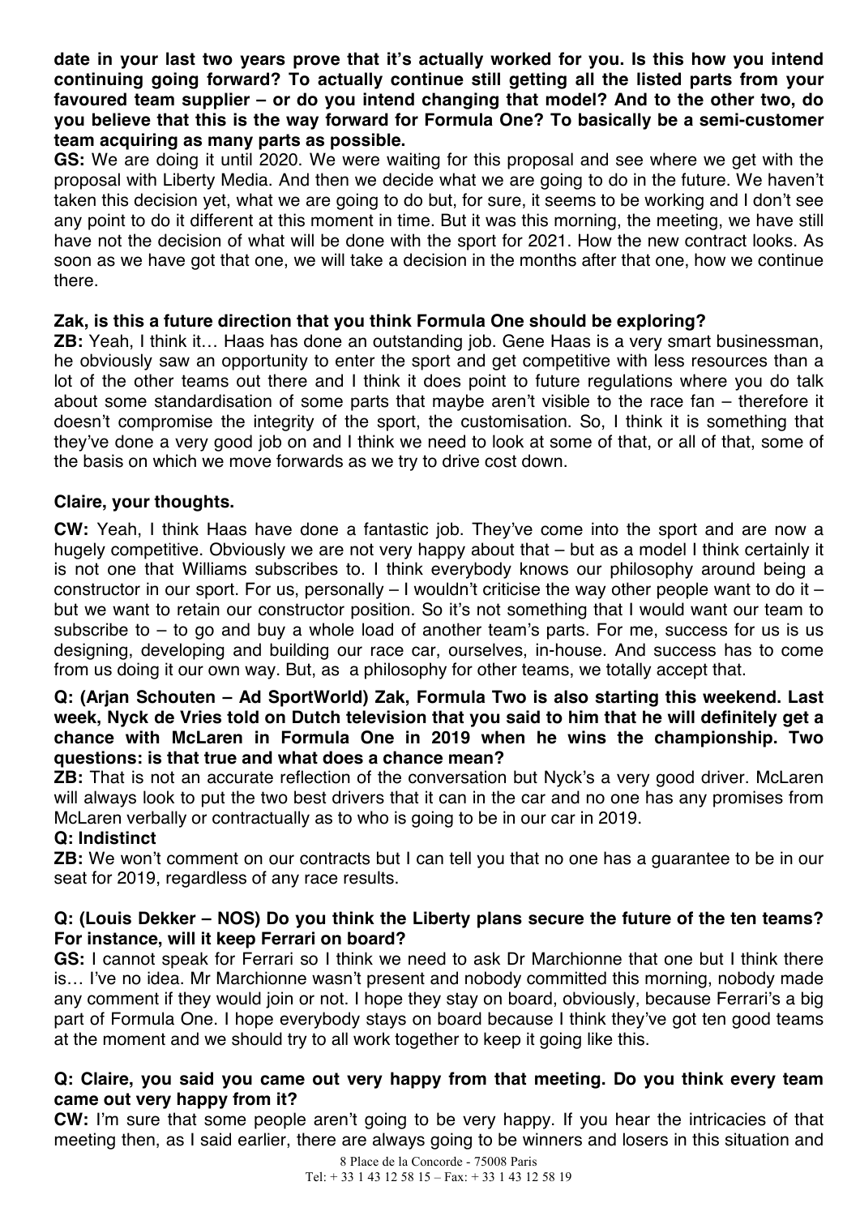**date in your last two years prove that it's actually worked for you. Is this how you intend continuing going forward? To actually continue still getting all the listed parts from your favoured team supplier – or do you intend changing that model? And to the other two, do you believe that this is the way forward for Formula One? To basically be a semi-customer team acquiring as many parts as possible.**

**GS:** We are doing it until 2020. We were waiting for this proposal and see where we get with the proposal with Liberty Media. And then we decide what we are going to do in the future. We haven't taken this decision yet, what we are going to do but, for sure, it seems to be working and I don't see any point to do it different at this moment in time. But it was this morning, the meeting, we have still have not the decision of what will be done with the sport for 2021. How the new contract looks. As soon as we have got that one, we will take a decision in the months after that one, how we continue there.

**Zak, is this a future direction that you think Formula One should be exploring?**

**ZB:** Yeah, I think it… Haas has done an outstanding job. Gene Haas is a very smart businessman, he obviously saw an opportunity to enter the sport and get competitive with less resources than a lot of the other teams out there and I think it does point to future regulations where you do talk about some standardisation of some parts that maybe aren't visible to the race fan – therefore it doesn't compromise the integrity of the sport, the customisation. So, I think it is something that they've done a very good job on and I think we need to look at some of that, or all of that, some of the basis on which we move forwards as we try to drive cost down.

**Claire, your thoughts.**

**CW:** Yeah, I think Haas have done a fantastic job. They've come into the sport and are now a hugely competitive. Obviously we are not very happy about that – but as a model I think certainly it is not one that Williams subscribes to. I think everybody knows our philosophy around being a constructor in our sport. For us, personally – I wouldn't criticise the way other people want to do it – but we want to retain our constructor position. So it's not something that I would want our team to subscribe to – to go and buy a whole load of another team's parts. For me, success for us is us designing, developing and building our race car, ourselves, in-house. And success has to come from us doing it our own way. But, as a philosophy for other teams, we totally accept that.

**Q: (Arjan Schouten – Ad SportWorld) Zak, Formula Two is also starting this weekend. Last week, Nyck de Vries told on Dutch television that you said to him that he will definitely get a chance with McLaren in Formula One in 2019 when he wins the championship. Two questions: is that true and what does a chance mean?**

**ZB:** That is not an accurate reflection of the conversation but Nyck's a very good driver. McLaren will always look to put the two best drivers that it can in the car and no one has any promises from McLaren verbally or contractually as to who is going to be in our car in 2019.

**Q: Indistinct**

**ZB:** We won't comment on our contracts but I can tell you that no one has a guarantee to be in our seat for 2019, regardless of any race results.

**Q: (Louis Dekker – NOS) Do you think the Liberty plans secure the future of the ten teams? For instance, will it keep Ferrari on board?**

**GS:** I cannot speak for Ferrari so I think we need to ask Dr Marchionne that one but I think there is… I've no idea. Mr Marchionne wasn't present and nobody committed this morning, nobody made any comment if they would join or not. I hope they stay on board, obviously, because Ferrari's a big part of Formula One. I hope everybody stays on board because I think they've got ten good teams at the moment and we should try to all work together to keep it going like this.

**Q: Claire, you said you came out very happy from that meeting. Do you think every team came out very happy from it?**

**CW:** I'm sure that some people aren't going to be very happy. If you hear the intricacies of that meeting then, as I said earlier, there are always going to be winners and losers in this situation and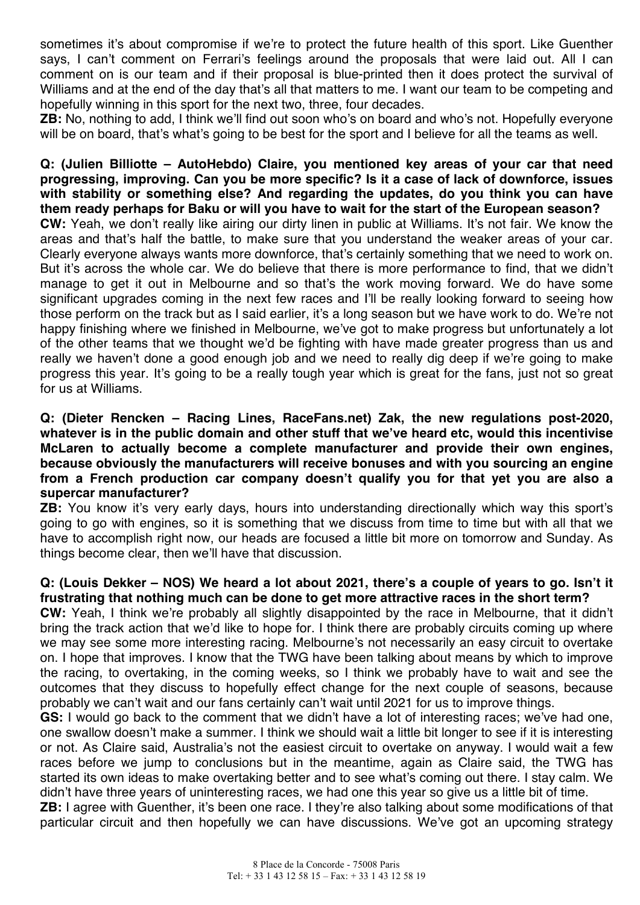sometimes it's about compromise if we're to protect the future health of this sport. Like Guenther says, I can't comment on Ferrari's feelings around the proposals that were laid out. All I can comment on is our team and if their proposal is blue-printed then it does protect the survival of Williams and at the end of the day that's all that matters to me. I want our team to be competing and hopefully winning in this sport for the next two, three, four decades.

**ZB:** No, nothing to add, I think we'll find out soon who's on board and who's not. Hopefully everyone will be on board, that's what's going to be best for the sport and I believe for all the teams as well.

**Q: (Julien Billiotte – AutoHebdo) Claire, you mentioned key areas of your car that need progressing, improving. Can you be more specific? Is it a case of lack of downforce, issues with stability or something else? And regarding the updates, do you think you can have them ready perhaps for Baku or will you have to wait for the start of the European season?**

**CW:** Yeah, we don't really like airing our dirty linen in public at Williams. It's not fair. We know the areas and that's half the battle, to make sure that you understand the weaker areas of your car. Clearly everyone always wants more downforce, that's certainly something that we need to work on. But it's across the whole car. We do believe that there is more performance to find, that we didn't manage to get it out in Melbourne and so that's the work moving forward. We do have some significant upgrades coming in the next few races and I'll be really looking forward to seeing how those perform on the track but as I said earlier, it's a long season but we have work to do. We're not happy finishing where we finished in Melbourne, we've got to make progress but unfortunately a lot of the other teams that we thought we'd be fighting with have made greater progress than us and really we haven't done a good enough job and we need to really dig deep if we're going to make progress this year. It's going to be a really tough year which is great for the fans, just not so great for us at Williams.

**Q: (Dieter Rencken – Racing Lines, RaceFans.net) Zak, the new regulations post-2020, whatever is in the public domain and other stuff that we've heard etc, would this incentivise McLaren to actually become a complete manufacturer and provide their own engines, because obviously the manufacturers will receive bonuses and with you sourcing an engine from a French production car company doesn't qualify you for that yet you are also a supercar manufacturer?**

**ZB:** You know it's very early days, hours into understanding directionally which way this sport's going to go with engines, so it is something that we discuss from time to time but with all that we have to accomplish right now, our heads are focused a little bit more on tomorrow and Sunday. As things become clear, then we'll have that discussion.

**Q: (Louis Dekker – NOS) We heard a lot about 2021, there's a couple of years to go. Isn't it frustrating that nothing much can be done to get more attractive races in the short term?**

**CW:** Yeah, I think we're probably all slightly disappointed by the race in Melbourne, that it didn't bring the track action that we'd like to hope for. I think there are probably circuits coming up where we may see some more interesting racing. Melbourne's not necessarily an easy circuit to overtake on. I hope that improves. I know that the TWG have been talking about means by which to improve the racing, to overtaking, in the coming weeks, so I think we probably have to wait and see the outcomes that they discuss to hopefully effect change for the next couple of seasons, because probably we can't wait and our fans certainly can't wait until 2021 for us to improve things.

**GS:** I would go back to the comment that we didn't have a lot of interesting races; we've had one, one swallow doesn't make a summer. I think we should wait a little bit longer to see if it is interesting or not. As Claire said, Australia's not the easiest circuit to overtake on anyway. I would wait a few races before we jump to conclusions but in the meantime, again as Claire said, the TWG has started its own ideas to make overtaking better and to see what's coming out there. I stay calm. We didn't have three years of uninteresting races, we had one this year so give us a little bit of time.

**ZB:** I agree with Guenther, it's been one race. I they're also talking about some modifications of that particular circuit and then hopefully we can have discussions. We've got an upcoming strategy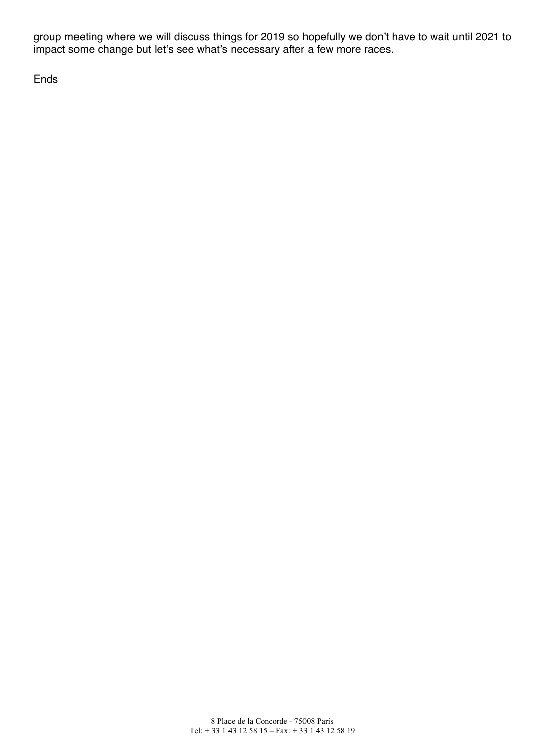group meeting where we will discuss things for 2019 so hopefully we don't have to wait until 2021 to impact some change but let's see what's necessary after a few more races.

Ends